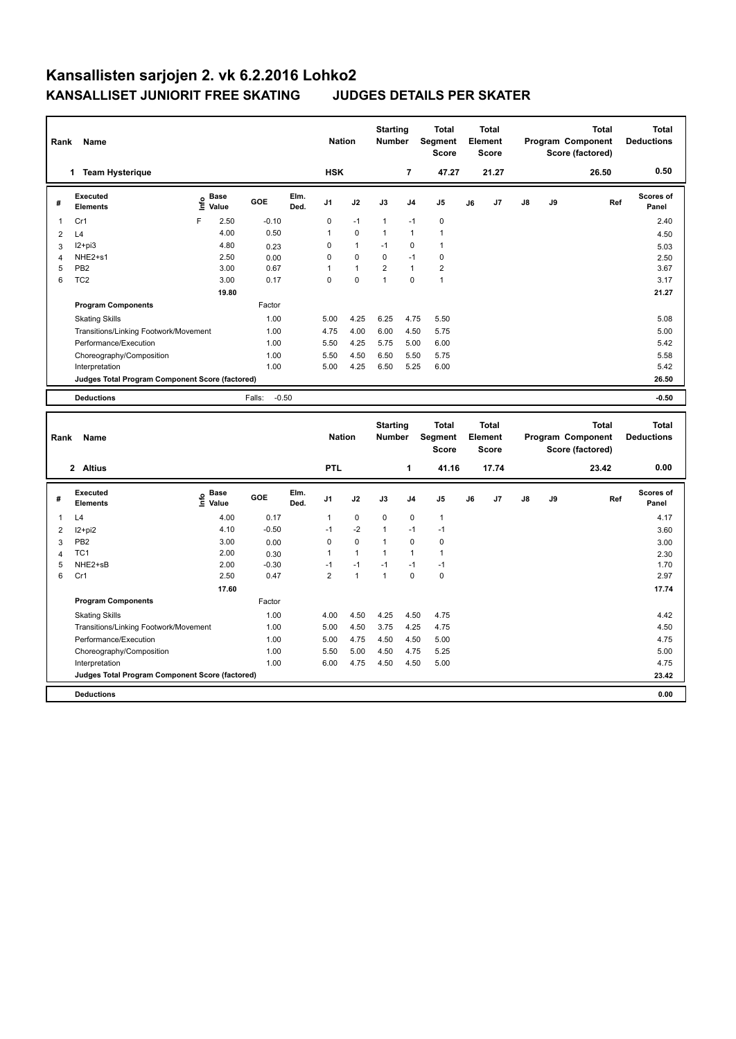# Kansallisten sarjojen 2. vk 6.2.2016 Lohko2

## KANSALLISET JUNIORIT FREE SKATING JUDGES DETAILS PER SKATER

| Rank | Name | Nation | Starting Number | Total Segment Score | Total Element Score | Total Program Component Score (factored) | Total Deductions |
|---|---|---|---|---|---|---|---|
| 1 | Team Hysterique | HSK | 7 | 47.27 | 21.27 | 26.50 | 0.50 |

| # | Executed Elements | Info | Base Value | GOE | Elm. Ded. | J1 | J2 | J3 | J4 | J5 | J6 | J7 | J8 | J9 | Ref | Scores of Panel |
|---|---|---|---|---|---|---|---|---|---|---|---|---|---|---|---|---|
| 1 | Cr1 | F | 2.50 | -0.10 | | 0 | -1 | 1 | -1 | 0 | | | | | | 2.40 |
| 2 | L4 | | 4.00 | 0.50 | | 1 | 0 | 1 | 1 | 1 | | | | | | 4.50 |
| 3 | I2+pi3 | | 4.80 | 0.23 | | 0 | 1 | -1 | 0 | 1 | | | | | | 5.03 |
| 4 | NHE2+s1 | | 2.50 | 0.00 | | 0 | 0 | 0 | -1 | 0 | | | | | | 2.50 |
| 5 | PB2 | | 3.00 | 0.67 | | 1 | 1 | 2 | 1 | 2 | | | | | | 3.67 |
| 6 | TC2 | | 3.00 | 0.17 | | 0 | 0 | 1 | 0 | 1 | | | | | | 3.17 |
| | | | 19.80 | | | | | | | | | | | | | 21.27 |

| Program Components | Factor | J1 | J2 | J3 | J4 | J5 | J6 | J7 | J8 | J9 | Scores of Panel |
|---|---|---|---|---|---|---|---|---|---|---|---|
| Skating Skills | 1.00 | 5.00 | 4.25 | 6.25 | 4.75 | 5.50 | | | | | 5.08 |
| Transitions/Linking Footwork/Movement | 1.00 | 4.75 | 4.00 | 6.00 | 4.50 | 5.75 | | | | | 5.00 |
| Performance/Execution | 1.00 | 5.50 | 4.25 | 5.75 | 5.00 | 6.00 | | | | | 5.42 |
| Choreography/Composition | 1.00 | 5.50 | 4.50 | 6.50 | 5.50 | 5.75 | | | | | 5.58 |
| Interpretation | 1.00 | 5.00 | 4.25 | 6.50 | 5.25 | 6.00 | | | | | 5.42 |
| Judges Total Program Component Score (factored) | | | | | | | | | | | 26.50 |

| Deductions | Falls: -0.50 | -0.50 |
|---|---|---|

| Rank | Name | Nation | Starting Number | Total Segment Score | Total Element Score | Total Program Component Score (factored) | Total Deductions |
|---|---|---|---|---|---|---|---|
| 2 | Altius | PTL | 1 | 41.16 | 17.74 | 23.42 | 0.00 |

| # | Executed Elements | Info | Base Value | GOE | Elm. Ded. | J1 | J2 | J3 | J4 | J5 | J6 | J7 | J8 | J9 | Ref | Scores of Panel |
|---|---|---|---|---|---|---|---|---|---|---|---|---|---|---|---|---|
| 1 | L4 | | 4.00 | 0.17 | | 1 | 0 | 0 | 0 | 1 | | | | | | 4.17 |
| 2 | I2+pi2 | | 4.10 | -0.50 | | -1 | -2 | 1 | -1 | -1 | | | | | | 3.60 |
| 3 | PB2 | | 3.00 | 0.00 | | 0 | 0 | 1 | 0 | 0 | | | | | | 3.00 |
| 4 | TC1 | | 2.00 | 0.30 | | 1 | 1 | 1 | 1 | 1 | | | | | | 2.30 |
| 5 | NHE2+sB | | 2.00 | -0.30 | | -1 | -1 | -1 | -1 | -1 | | | | | | 1.70 |
| 6 | Cr1 | | 2.50 | 0.47 | | 2 | 1 | 1 | 0 | 0 | | | | | | 2.97 |
| | | | 17.60 | | | | | | | | | | | | | 17.74 |

| Program Components | Factor | J1 | J2 | J3 | J4 | J5 | J6 | J7 | J8 | J9 | Scores of Panel |
|---|---|---|---|---|---|---|---|---|---|---|---|
| Skating Skills | 1.00 | 4.00 | 4.50 | 4.25 | 4.50 | 4.75 | | | | | 4.42 |
| Transitions/Linking Footwork/Movement | 1.00 | 5.00 | 4.50 | 3.75 | 4.25 | 4.75 | | | | | 4.50 |
| Performance/Execution | 1.00 | 5.00 | 4.75 | 4.50 | 4.50 | 5.00 | | | | | 4.75 |
| Choreography/Composition | 1.00 | 5.50 | 5.00 | 4.50 | 4.75 | 5.25 | | | | | 5.00 |
| Interpretation | 1.00 | 6.00 | 4.75 | 4.50 | 4.50 | 5.00 | | | | | 4.75 |
| Judges Total Program Component Score (factored) | | | | | | | | | | | 23.42 |

| Deductions | | 0.00 |
|---|---|---|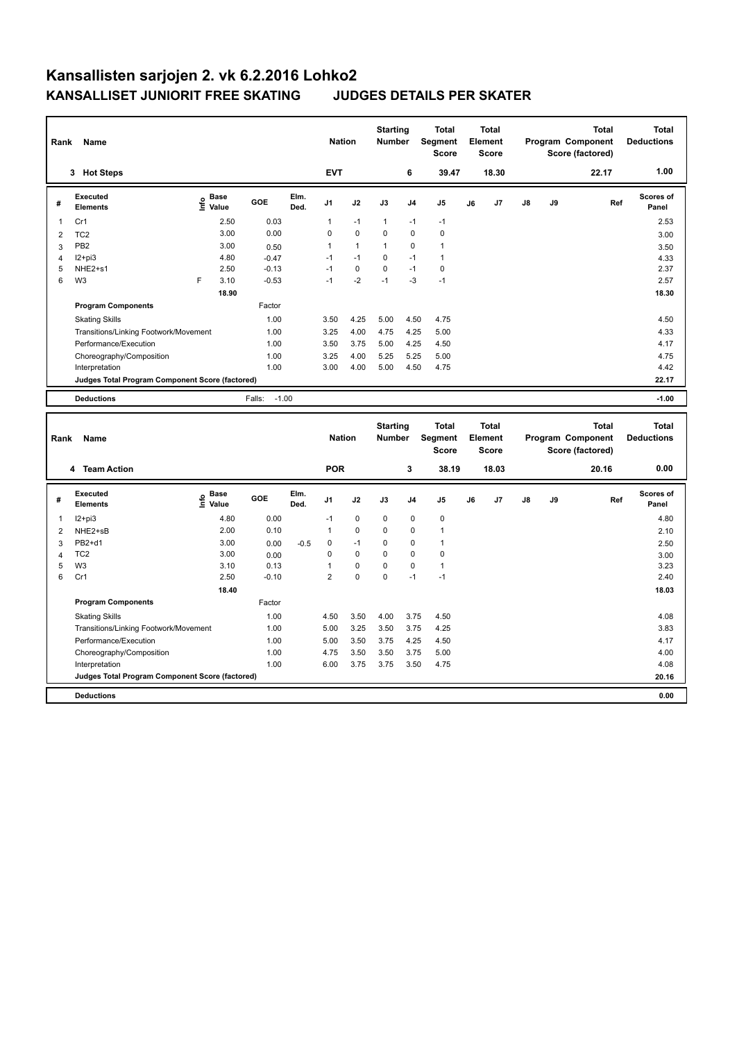# Kansallisten sarjojen 2. vk 6.2.2016 Lohko2

## KANSALLISET JUNIORIT FREE SKATING JUDGES DETAILS PER SKATER

| Rank | Name | Nation | Starting Number | Total Segment Score | Total Element Score | Total Program Component Score (factored) | Total Deductions |
|---|---|---|---|---|---|---|---|
| 3 | Hot Steps | EVT | 6 | 39.47 | 18.30 | 22.17 | 1.00 |

| # | Executed Elements | Info | Base Value | GOE | Elm. Ded. | J1 | J2 | J3 | J4 | J5 | J6 | J7 | J8 | J9 | Ref | Scores of Panel |
|---|---|---|---|---|---|---|---|---|---|---|---|---|---|---|---|---|
| 1 | Cr1 | | 2.50 | 0.03 | | 1 | -1 | 1 | -1 | -1 | | | | | | 2.53 |
| 2 | TC2 | | 3.00 | 0.00 | | 0 | 0 | 0 | 0 | 0 | | | | | | 3.00 |
| 3 | PB2 | | 3.00 | 0.50 | | 1 | 1 | 1 | 0 | 1 | | | | | | 3.50 |
| 4 | I2+pi3 | | 4.80 | -0.47 | | -1 | -1 | 0 | -1 | 1 | | | | | | 4.33 |
| 5 | NHE2+s1 | | 2.50 | -0.13 | | -1 | 0 | 0 | -1 | 0 | | | | | | 2.37 |
| 6 | W3 | F | 3.10 | -0.53 | | -1 | -2 | -1 | -3 | -1 | | | | | | 2.57 |
| | | | 18.90 | | | | | | | | | | | | | 18.30 |

| Program Components | Factor | J1 | J2 | J3 | J4 | J5 | J6 | J7 | J8 | J9 | Scores of Panel |
|---|---|---|---|---|---|---|---|---|---|---|---|
| Skating Skills | 1.00 | 3.50 | 4.25 | 5.00 | 4.50 | 4.75 | | | | | 4.50 |
| Transitions/Linking Footwork/Movement | 1.00 | 3.25 | 4.00 | 4.75 | 4.25 | 5.00 | | | | | 4.33 |
| Performance/Execution | 1.00 | 3.50 | 3.75 | 5.00 | 4.25 | 4.50 | | | | | 4.17 |
| Choreography/Composition | 1.00 | 3.25 | 4.00 | 5.25 | 5.25 | 5.00 | | | | | 4.75 |
| Interpretation | 1.00 | 3.00 | 4.00 | 5.00 | 4.50 | 4.75 | | | | | 4.42 |
| Judges Total Program Component Score (factored) | | | | | | | | | | | 22.17 |

| Deductions | Falls: -1.00 | -1.00 |
|---|---|---|

| Rank | Name | Nation | Starting Number | Total Segment Score | Total Element Score | Total Program Component Score (factored) | Total Deductions |
|---|---|---|---|---|---|---|---|
| 4 | Team Action | POR | 3 | 38.19 | 18.03 | 20.16 | 0.00 |

| # | Executed Elements | Info | Base Value | GOE | Elm. Ded. | J1 | J2 | J3 | J4 | J5 | J6 | J7 | J8 | J9 | Ref | Scores of Panel |
|---|---|---|---|---|---|---|---|---|---|---|---|---|---|---|---|---|
| 1 | I2+pi3 | | 4.80 | 0.00 | | -1 | 0 | 0 | 0 | 0 | | | | | | 4.80 |
| 2 | NHE2+sB | | 2.00 | 0.10 | | 1 | 0 | 0 | 0 | 1 | | | | | | 2.10 |
| 3 | PB2+d1 | | 3.00 | 0.00 | -0.5 | 0 | -1 | 0 | 0 | 1 | | | | | | 2.50 |
| 4 | TC2 | | 3.00 | 0.00 | | 0 | 0 | 0 | 0 | 0 | | | | | | 3.00 |
| 5 | W3 | | 3.10 | 0.13 | | 1 | 0 | 0 | 0 | 1 | | | | | | 3.23 |
| 6 | Cr1 | | 2.50 | -0.10 | | 2 | 0 | 0 | -1 | -1 | | | | | | 2.40 |
| | | | 18.40 | | | | | | | | | | | | | 18.03 |

| Program Components | Factor | J1 | J2 | J3 | J4 | J5 | J6 | J7 | J8 | J9 | Scores of Panel |
|---|---|---|---|---|---|---|---|---|---|---|---|
| Skating Skills | 1.00 | 4.50 | 3.50 | 4.00 | 3.75 | 4.50 | | | | | 4.08 |
| Transitions/Linking Footwork/Movement | 1.00 | 5.00 | 3.25 | 3.50 | 3.75 | 4.25 | | | | | 3.83 |
| Performance/Execution | 1.00 | 5.00 | 3.50 | 3.75 | 4.25 | 4.50 | | | | | 4.17 |
| Choreography/Composition | 1.00 | 4.75 | 3.50 | 3.50 | 3.75 | 5.00 | | | | | 4.00 |
| Interpretation | 1.00 | 6.00 | 3.75 | 3.75 | 3.50 | 4.75 | | | | | 4.08 |
| Judges Total Program Component Score (factored) | | | | | | | | | | | 20.16 |

| Deductions | 0.00 |
|---|---|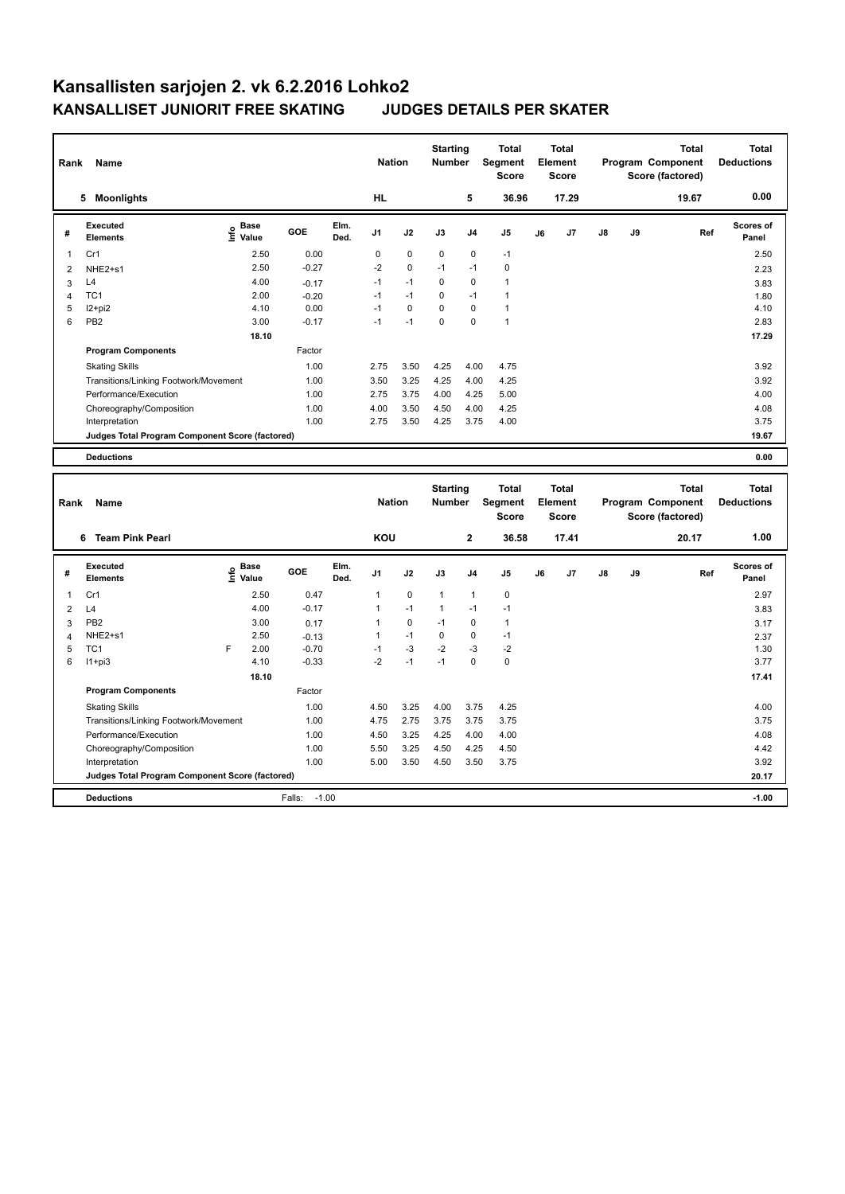# Kansallisten sarjojen 2. vk 6.2.2016 Lohko2

## KANSALLISET JUNIORIT FREE SKATING JUDGES DETAILS PER SKATER

| Rank | Name | Nation | Starting Number | Total Segment Score | Total Element Score | Total Program Component Score (factored) | Total Deductions |
|---|---|---|---|---|---|---|---|
| 5 | Moonlights | HL | 5 | 36.96 | 17.29 | 19.67 | 0.00 |

| # | Executed Elements | Info | Base Value | GOE | Elm. Ded. | J1 | J2 | J3 | J4 | J5 | J6 | J7 | J8 | J9 | Ref | Scores of Panel |
|---|---|---|---|---|---|---|---|---|---|---|---|---|---|---|---|---|
| 1 | Cr1 | | 2.50 | 0.00 | | 0 | 0 | 0 | 0 | -1 | | | | | | 2.50 |
| 2 | NHE2+s1 | | 2.50 | -0.27 | | -2 | 0 | -1 | -1 | 0 | | | | | | 2.23 |
| 3 | L4 | | 4.00 | -0.17 | | -1 | -1 | 0 | 0 | 1 | | | | | | 3.83 |
| 4 | TC1 | | 2.00 | -0.20 | | -1 | -1 | 0 | -1 | 1 | | | | | | 1.80 |
| 5 | I2+pi2 | | 4.10 | 0.00 | | -1 | 0 | 0 | 0 | 1 | | | | | | 4.10 |
| 6 | PB2 | | 3.00 | -0.17 | | -1 | -1 | 0 | 0 | 1 | | | | | | 2.83 |
| | | | 18.10 | | | | | | | | | | | | | 17.29 |

| Program Components | Factor | J1 | J2 | J3 | J4 | J5 | J6 | J7 | J8 | J9 | Scores of Panel |
|---|---|---|---|---|---|---|---|---|---|---|---|
| Skating Skills | 1.00 | 2.75 | 3.50 | 4.25 | 4.00 | 4.75 | | | | | 3.92 |
| Transitions/Linking Footwork/Movement | 1.00 | 3.50 | 3.25 | 4.25 | 4.00 | 4.25 | | | | | 3.92 |
| Performance/Execution | 1.00 | 2.75 | 3.75 | 4.00 | 4.25 | 5.00 | | | | | 4.00 |
| Choreography/Composition | 1.00 | 4.00 | 3.50 | 4.50 | 4.00 | 4.25 | | | | | 4.08 |
| Interpretation | 1.00 | 2.75 | 3.50 | 4.25 | 3.75 | 4.00 | | | | | 3.75 |
| Judges Total Program Component Score (factored) | | | | | | | | | | | 19.67 |

| Deductions | 0.00 |
|---|---|

| Rank | Name | Nation | Starting Number | Total Segment Score | Total Element Score | Total Program Component Score (factored) | Total Deductions |
|---|---|---|---|---|---|---|---|
| 6 | Team Pink Pearl | KOU | 2 | 36.58 | 17.41 | 20.17 | 1.00 |

| # | Executed Elements | Info | Base Value | GOE | Elm. Ded. | J1 | J2 | J3 | J4 | J5 | J6 | J7 | J8 | J9 | Ref | Scores of Panel |
|---|---|---|---|---|---|---|---|---|---|---|---|---|---|---|---|---|
| 1 | Cr1 | | 2.50 | 0.47 | | 1 | 0 | 1 | 1 | 0 | | | | | | 2.97 |
| 2 | L4 | | 4.00 | -0.17 | | 1 | -1 | 1 | -1 | -1 | | | | | | 3.83 |
| 3 | PB2 | | 3.00 | 0.17 | | 1 | 0 | -1 | 0 | 1 | | | | | | 3.17 |
| 4 | NHE2+s1 | | 2.50 | -0.13 | | 1 | -1 | 0 | 0 | -1 | | | | | | 2.37 |
| 5 | TC1 | F | 2.00 | -0.70 | | -1 | -3 | -2 | -3 | -2 | | | | | | 1.30 |
| 6 | I1+pi3 | | 4.10 | -0.33 | | -2 | -1 | -1 | 0 | 0 | | | | | | 3.77 |
| | | | 18.10 | | | | | | | | | | | | | 17.41 |

| Program Components | Factor | J1 | J2 | J3 | J4 | J5 | J6 | J7 | J8 | J9 | Scores of Panel |
|---|---|---|---|---|---|---|---|---|---|---|---|
| Skating Skills | 1.00 | 4.50 | 3.25 | 4.00 | 3.75 | 4.25 | | | | | 4.00 |
| Transitions/Linking Footwork/Movement | 1.00 | 4.75 | 2.75 | 3.75 | 3.75 | 3.75 | | | | | 3.75 |
| Performance/Execution | 1.00 | 4.50 | 3.25 | 4.25 | 4.00 | 4.00 | | | | | 4.08 |
| Choreography/Composition | 1.00 | 5.50 | 3.25 | 4.50 | 4.25 | 4.50 | | | | | 4.42 |
| Interpretation | 1.00 | 5.00 | 3.50 | 4.50 | 3.50 | 3.75 | | | | | 3.92 |
| Judges Total Program Component Score (factored) | | | | | | | | | | | 20.17 |

| Deductions | Falls: -1.00 | -1.00 |
|---|---|---|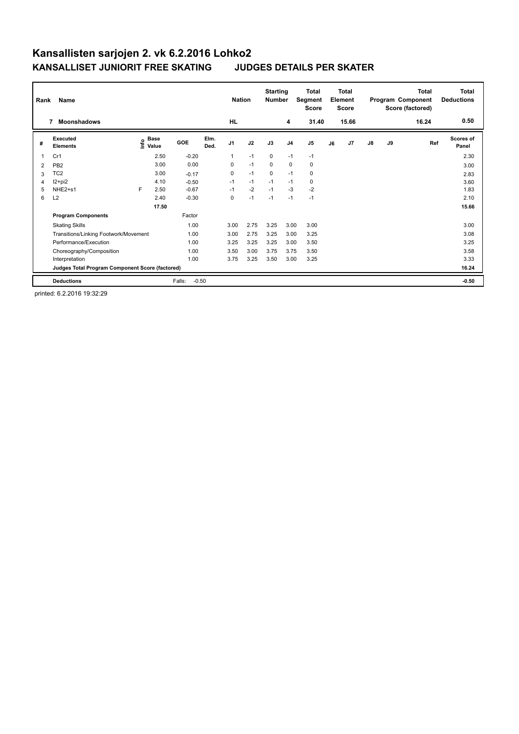# Kansallisten sarjojen 2. vk 6.2.2016 Lohko2

## KANSALLISET JUNIORIT FREE SKATING JUDGES DETAILS PER SKATER

| Rank | Name | Nation | Starting Number | Total Segment Score | Total Element Score | Total Program Component Score (factored) | Total Deductions |
|---|---|---|---|---|---|---|---|
| 7 | Moonshadows | HL | 4 | 31.40 | 15.66 | 16.24 | 0.50 |

| # | Executed Elements | Info | Base Value | GOE | Elm. Ded. | J1 | J2 | J3 | J4 | J5 | J6 | J7 | J8 | J9 | Ref | Scores of Panel |
|---|---|---|---|---|---|---|---|---|---|---|---|---|---|---|---|---|
| 1 | Cr1 | | 2.50 | -0.20 | | 1 | -1 | 0 | -1 | -1 | | | | | | 2.30 |
| 2 | PB2 | | 3.00 | 0.00 | | 0 | -1 | 0 | 0 | 0 | | | | | | 3.00 |
| 3 | TC2 | | 3.00 | -0.17 | | 0 | -1 | 0 | -1 | 0 | | | | | | 2.83 |
| 4 | I2+pi2 | | 4.10 | -0.50 | | -1 | -1 | -1 | -1 | 0 | | | | | | 3.60 |
| 5 | NHE2+s1 | F | 2.50 | -0.67 | | -1 | -2 | -1 | -3 | -2 | | | | | | 1.83 |
| 6 | L2 | | 2.40 | -0.30 | | 0 | -1 | -1 | -1 | -1 | | | | | | 2.10 |
| | | | 17.50 | | | | | | | | | | | | | 15.66 |
| | **Program Components** | | | Factor | | | | | | | | | | | | |
| | Skating Skills | | | 1.00 | | 3.00 | 2.75 | 3.25 | 3.00 | 3.00 | | | | | | 3.00 |
| | Transitions/Linking Footwork/Movement | | | 1.00 | | 3.00 | 2.75 | 3.25 | 3.00 | 3.25 | | | | | | 3.08 |
| | Performance/Execution | | | 1.00 | | 3.25 | 3.25 | 3.25 | 3.00 | 3.50 | | | | | | 3.25 |
| | Choreography/Composition | | | 1.00 | | 3.50 | 3.00 | 3.75 | 3.75 | 3.50 | | | | | | 3.58 |
| | Interpretation | | | 1.00 | | 3.75 | 3.25 | 3.50 | 3.00 | 3.25 | | | | | | 3.33 |
| | **Judges Total Program Component Score (factored)** | | | | | | | | | | | | | | | 16.24 |
| | **Deductions** | | | Falls: -0.50 | | | | | | | | | | | | -0.50 |

printed: 6.2.2016 19:32:29